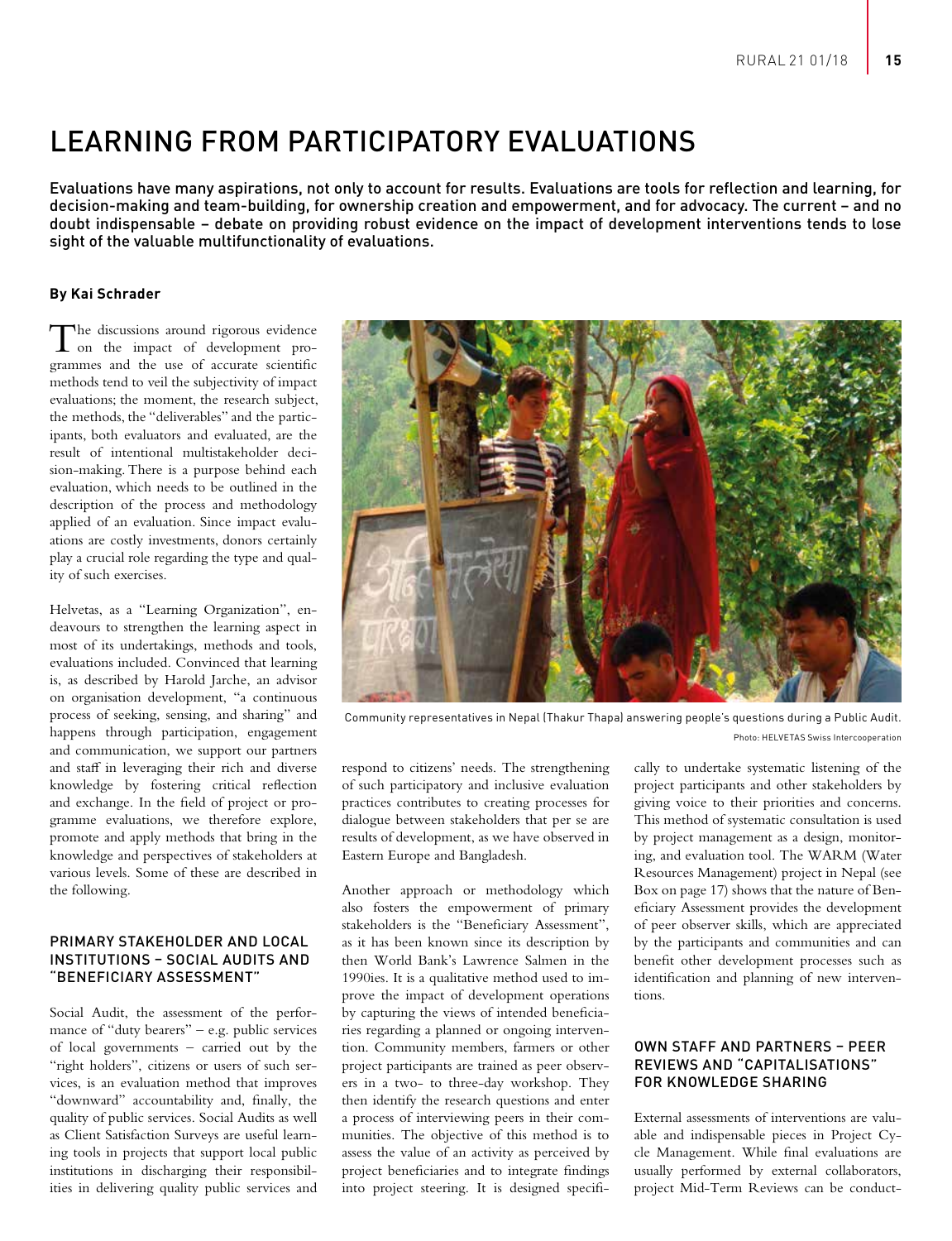# LEARNING FROM PARTICIPATORY EVALUATIONS

**Evaluations have many aspirations, not only to account for results. Evaluations are tools for reflection and learning, for decision-making and team-building, for ownership creation and empowerment, and for advocacy. The current – and no doubt indispensable – debate on providing robust evidence on the impact of development interventions tends to lose sight of the valuable multifunctionality of evaluations.**

**By Kai Schrader**

The discussions around rigorous evidence on the impact of development programmes and the use of accurate scientific methods tend to veil the subjectivity of impact evaluations; the moment, the research subject, the methods, the "deliverables" and the participants, both evaluators and evaluated, are the result of intentional multistakeholder decision-making. There is a purpose behind each evaluation, which needs to be outlined in the description of the process and methodology applied of an evaluation. Since impact evaluations are costly investments, donors certainly play a crucial role regarding the type and quality of such exercises.

Helvetas, as a "Learning Organization", endeavours to strengthen the learning aspect in most of its undertakings, methods and tools, evaluations included. Convinced that learning is, as described by Harold Jarche, an advisor on organisation development, "a continuous process of seeking, sensing, and sharing" and happens through participation, engagement and communication, we support our partners and staff in leveraging their rich and diverse knowledge by fostering critical reflection and exchange. In the field of project or programme evaluations, we therefore explore, promote and apply methods that bring in the knowledge and perspectives of stakeholders at various levels. Some of these are described in the following.

Community representatives in Nepal (Thakur Thapa) answering people's questions during a Public Audit.
Photo: HELVETAS Swiss Intercooperation

## PRIMARY STAKEHOLDER AND LOCAL INSTITUTIONS – SOCIAL AUDITS AND "BENEFICIARY ASSESSMENT"

Social Audit, the assessment of the performance of "duty bearers" – e.g. public services of local governments – carried out by the "right holders", citizens or users of such services, is an evaluation method that improves "downward" accountability and, finally, the quality of public services. Social Audits as well as Client Satisfaction Surveys are useful learning tools in projects that support local public institutions in discharging their responsibilities in delivering quality public services and respond to citizens' needs. The strengthening of such participatory and inclusive evaluation practices contributes to creating processes for dialogue between stakeholders that per se are results of development, as we have observed in Eastern Europe and Bangladesh.

Another approach or methodology which also fosters the empowerment of primary stakeholders is the "Beneficiary Assessment", as it has been known since its description by then World Bank's Lawrence Salmen in the 1990ies. It is a qualitative method used to improve the impact of development operations by capturing the views of intended beneficiaries regarding a planned or ongoing intervention. Community members, farmers or other project participants are trained as peer observers in a two- to three-day workshop. They then identify the research questions and enter a process of interviewing peers in their communities. The objective of this method is to assess the value of an activity as perceived by project beneficiaries and to integrate findings into project steering. It is designed specifically to undertake systematic listening of the project participants and other stakeholders by giving voice to their priorities and concerns. This method of systematic consultation is used by project management as a design, monitoring, and evaluation tool. The WARM (Water Resources Management) project in Nepal (see Box on page 17) shows that the nature of Beneficiary Assessment provides the development of peer observer skills, which are appreciated by the participants and communities and can benefit other development processes such as identification and planning of new interventions.

## OWN STAFF AND PARTNERS – PEER REVIEWS AND "CAPITALISATIONS" FOR KNOWLEDGE SHARING

External assessments of interventions are valuable and indispensable pieces in Project Cycle Management. While final evaluations are usually performed by external collaborators, project Mid-Term Reviews can be conduct-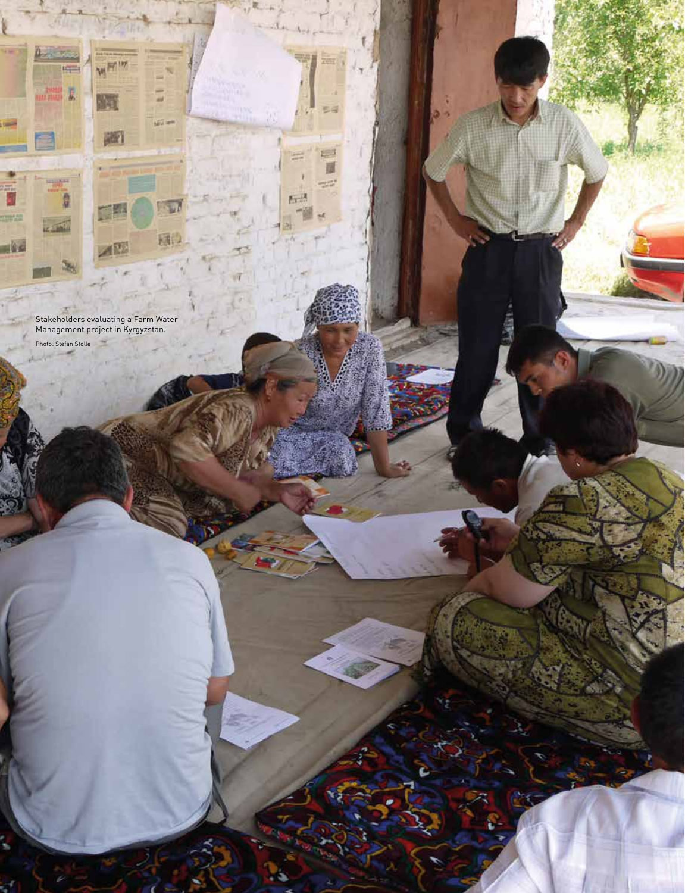Stakeholders evaluating a Farm Water Management project in Kyrgyzstan.

Photo: Stefan Stolle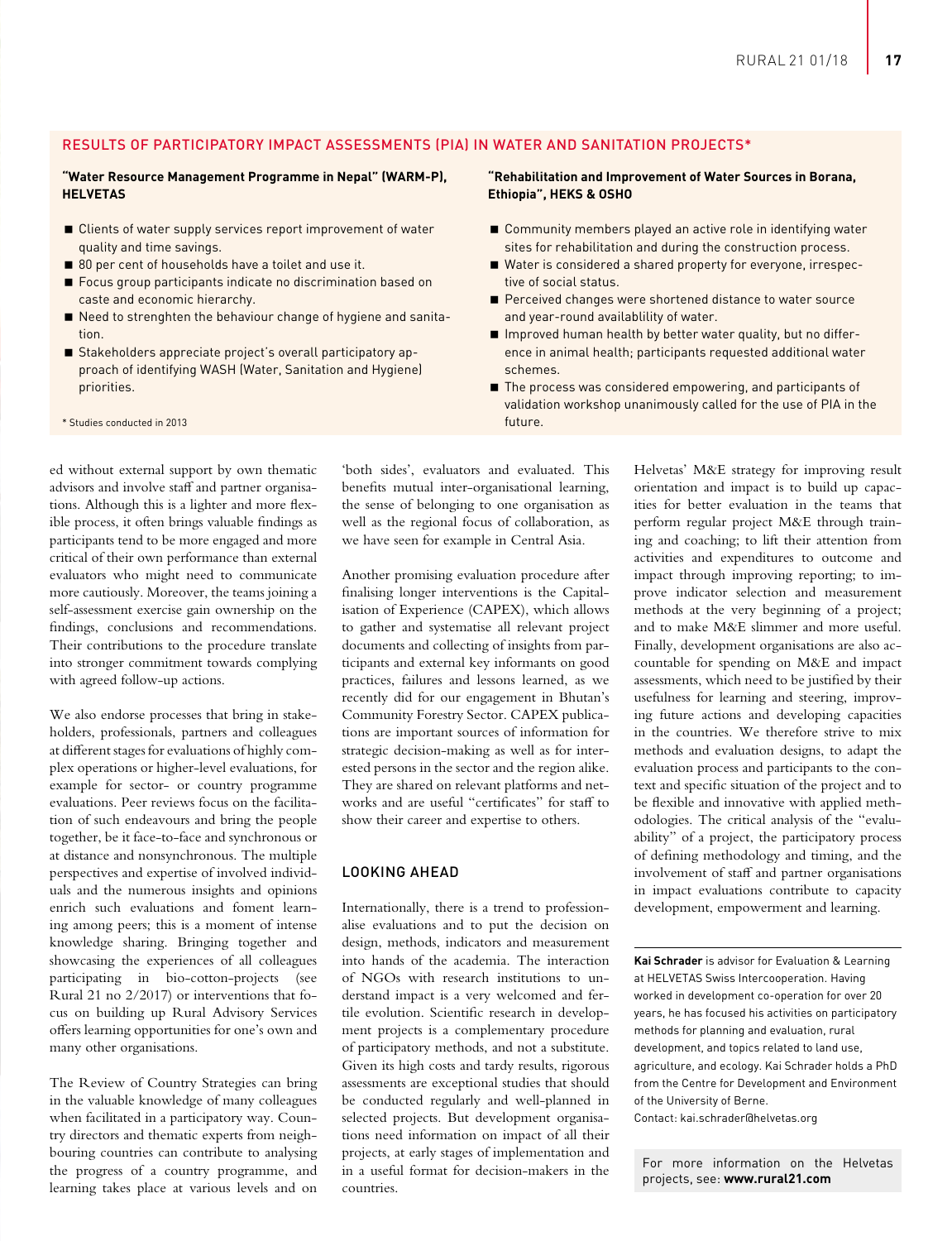## RESULTS OF PARTICIPATORY IMPACT ASSESSMENTS (PIA) IN WATER AND SANITATION PROJECTS*

**"Water Resource Management Programme in Nepal" (WARM-P), HELVETAS**

- Clients of water supply services report improvement of water quality and time savings.
- 80 per cent of households have a toilet and use it.
- Focus group participants indicate no discrimination based on caste and economic hierarchy.
- Need to strenghten the behaviour change of hygiene and sanitation.
- Stakeholders appreciate project's overall participatory approach of identifying WASH (Water, Sanitation and Hygiene) priorities.

**"Rehabilitation and Improvement of Water Sources in Borana, Ethiopia", HEKS & OSHO**

- Community members played an active role in identifying water sites for rehabilitation and during the construction process.
- Water is considered a shared property for everyone, irrespective of social status.
- Perceived changes were shortened distance to water source and year-round availablility of water.
- Improved human health by better water quality, but no difference in animal health; participants requested additional water schemes.
- The process was considered empowering, and participants of validation workshop unanimously called for the use of PIA in the future.

* Studies conducted in 2013

ed without external support by own thematic advisors and involve staff and partner organisations. Although this is a lighter and more flexible process, it often brings valuable findings as participants tend to be more engaged and more critical of their own performance than external evaluators who might need to communicate more cautiously. Moreover, the teams joining a self-assessment exercise gain ownership on the findings, conclusions and recommendations. Their contributions to the procedure translate into stronger commitment towards complying with agreed follow-up actions.

We also endorse processes that bring in stakeholders, professionals, partners and colleagues at different stages for evaluations of highly complex operations or higher-level evaluations, for example for sector- or country programme evaluations. Peer reviews focus on the facilitation of such endeavours and bring the people together, be it face-to-face and synchronous or at distance and nonsynchronous. The multiple perspectives and expertise of involved individuals and the numerous insights and opinions enrich such evaluations and foment learning among peers; this is a moment of intense knowledge sharing. Bringing together and showcasing the experiences of all colleagues participating in bio-cotton-projects (see Rural 21 no 2/2017) or interventions that focus on building up Rural Advisory Services offers learning opportunities for one's own and many other organisations.

The Review of Country Strategies can bring in the valuable knowledge of many colleagues when facilitated in a participatory way. Country directors and thematic experts from neighbouring countries can contribute to analysing the progress of a country programme, and learning takes place at various levels and on 'both sides', evaluators and evaluated. This benefits mutual inter-organisational learning, the sense of belonging to one organisation as well as the regional focus of collaboration, as we have seen for example in Central Asia.

Another promising evaluation procedure after finalising longer interventions is the Capitalisation of Experience (CAPEX), which allows to gather and systematise all relevant project documents and collecting of insights from participants and external key informants on good practices, failures and lessons learned, as we recently did for our engagement in Bhutan's Community Forestry Sector. CAPEX publications are important sources of information for strategic decision-making as well as for interested persons in the sector and the region alike. They are shared on relevant platforms and networks and are useful "certificates" for staff to show their career and expertise to others.

## LOOKING AHEAD

Internationally, there is a trend to professionalise evaluations and to put the decision on design, methods, indicators and measurement into hands of the academia. The interaction of NGOs with research institutions to understand impact is a very welcomed and fertile evolution. Scientific research in development projects is a complementary procedure of participatory methods, and not a substitute. Given its high costs and tardy results, rigorous assessments are exceptional studies that should be conducted regularly and well-planned in selected projects. But development organisations need information on impact of all their projects, at early stages of implementation and in a useful format for decision-makers in the countries.

Helvetas' M&E strategy for improving result orientation and impact is to build up capacities for better evaluation in the teams that perform regular project M&E through training and coaching; to lift their attention from activities and expenditures to outcome and impact through improving reporting; to improve indicator selection and measurement methods at the very beginning of a project; and to make M&E slimmer and more useful. Finally, development organisations are also accountable for spending on M&E and impact assessments, which need to be justified by their usefulness for learning and steering, improving future actions and developing capacities in the countries. We therefore strive to mix methods and evaluation designs, to adapt the evaluation process and participants to the context and specific situation of the project and to be flexible and innovative with applied methodologies. The critical analysis of the "evaluability" of a project, the participatory process of defining methodology and timing, and the involvement of staff and partner organisations in impact evaluations contribute to capacity development, empowerment and learning.

**Kai Schrader** is advisor for Evaluation & Learning at HELVETAS Swiss Intercooperation. Having worked in development co-operation for over 20 years, he has focused his activities on participatory methods for planning and evaluation, rural development, and topics related to land use, agriculture, and ecology. Kai Schrader holds a PhD from the Centre for Development and Environment of the University of Berne.
Contact: kai.schrader@helvetas.org

For more information on the Helvetas projects, see: **www.rural21.com**